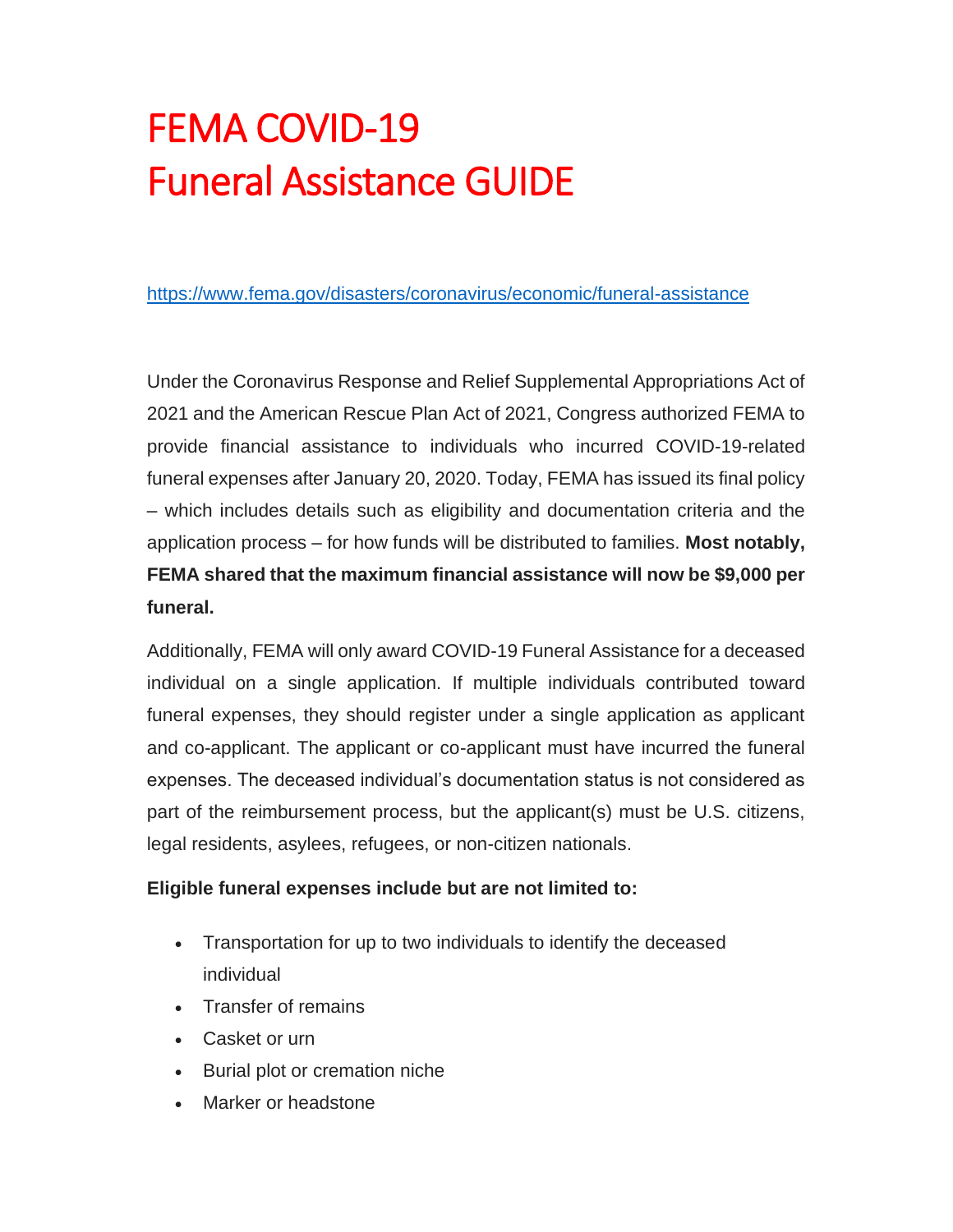# FEMA COVID-19
# Funeral Assistance GUIDE

https://www.fema.gov/disasters/coronavirus/economic/funeral-assistance

Under the Coronavirus Response and Relief Supplemental Appropriations Act of 2021 and the American Rescue Plan Act of 2021, Congress authorized FEMA to provide financial assistance to individuals who incurred COVID-19-related funeral expenses after January 20, 2020. Today, FEMA has issued its final policy – which includes details such as eligibility and documentation criteria and the application process – for how funds will be distributed to families. **Most notably, FEMA shared that the maximum financial assistance will now be $9,000 per funeral.**

Additionally, FEMA will only award COVID-19 Funeral Assistance for a deceased individual on a single application. If multiple individuals contributed toward funeral expenses, they should register under a single application as applicant and co-applicant. The applicant or co-applicant must have incurred the funeral expenses. The deceased individual's documentation status is not considered as part of the reimbursement process, but the applicant(s) must be U.S. citizens, legal residents, asylees, refugees, or non-citizen nationals.

**Eligible funeral expenses include but are not limited to:**

- Transportation for up to two individuals to identify the deceased individual
- Transfer of remains
- Casket or urn
- Burial plot or cremation niche
- Marker or headstone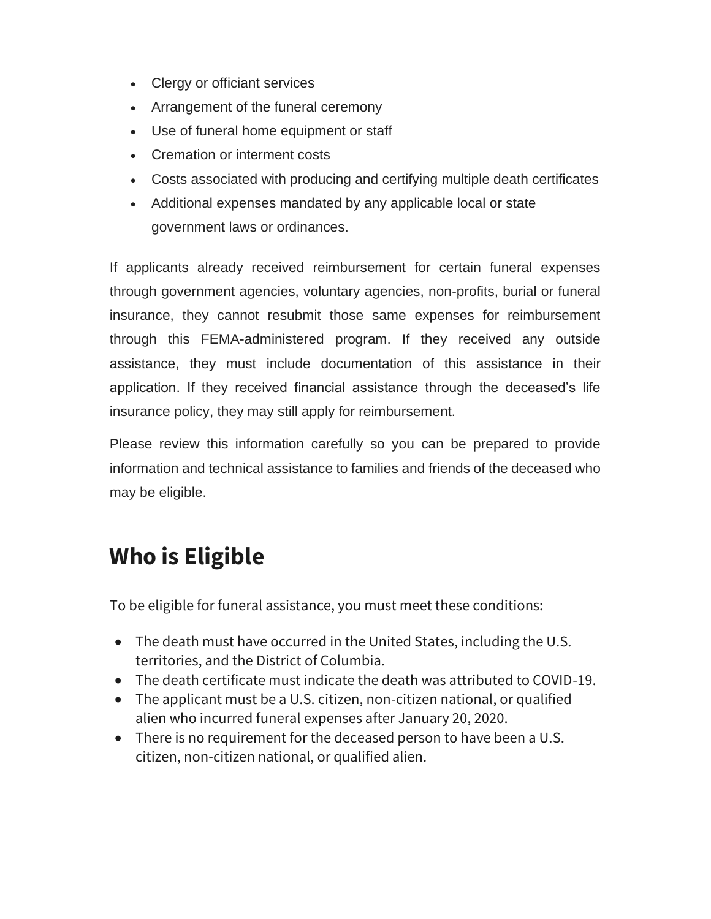- Clergy or officiant services
- Arrangement of the funeral ceremony
- Use of funeral home equipment or staff
- Cremation or interment costs
- Costs associated with producing and certifying multiple death certificates
- Additional expenses mandated by any applicable local or state government laws or ordinances.

If applicants already received reimbursement for certain funeral expenses through government agencies, voluntary agencies, non-profits, burial or funeral insurance, they cannot resubmit those same expenses for reimbursement through this FEMA-administered program. If they received any outside assistance, they must include documentation of this assistance in their application. If they received financial assistance through the deceased's life insurance policy, they may still apply for reimbursement.

Please review this information carefully so you can be prepared to provide information and technical assistance to families and friends of the deceased who may be eligible.

## Who is Eligible

To be eligible for funeral assistance, you must meet these conditions:

- The death must have occurred in the United States, including the U.S. territories, and the District of Columbia.
- The death certificate must indicate the death was attributed to COVID-19.
- The applicant must be a U.S. citizen, non-citizen national, or qualified alien who incurred funeral expenses after January 20, 2020.
- There is no requirement for the deceased person to have been a U.S. citizen, non-citizen national, or qualified alien.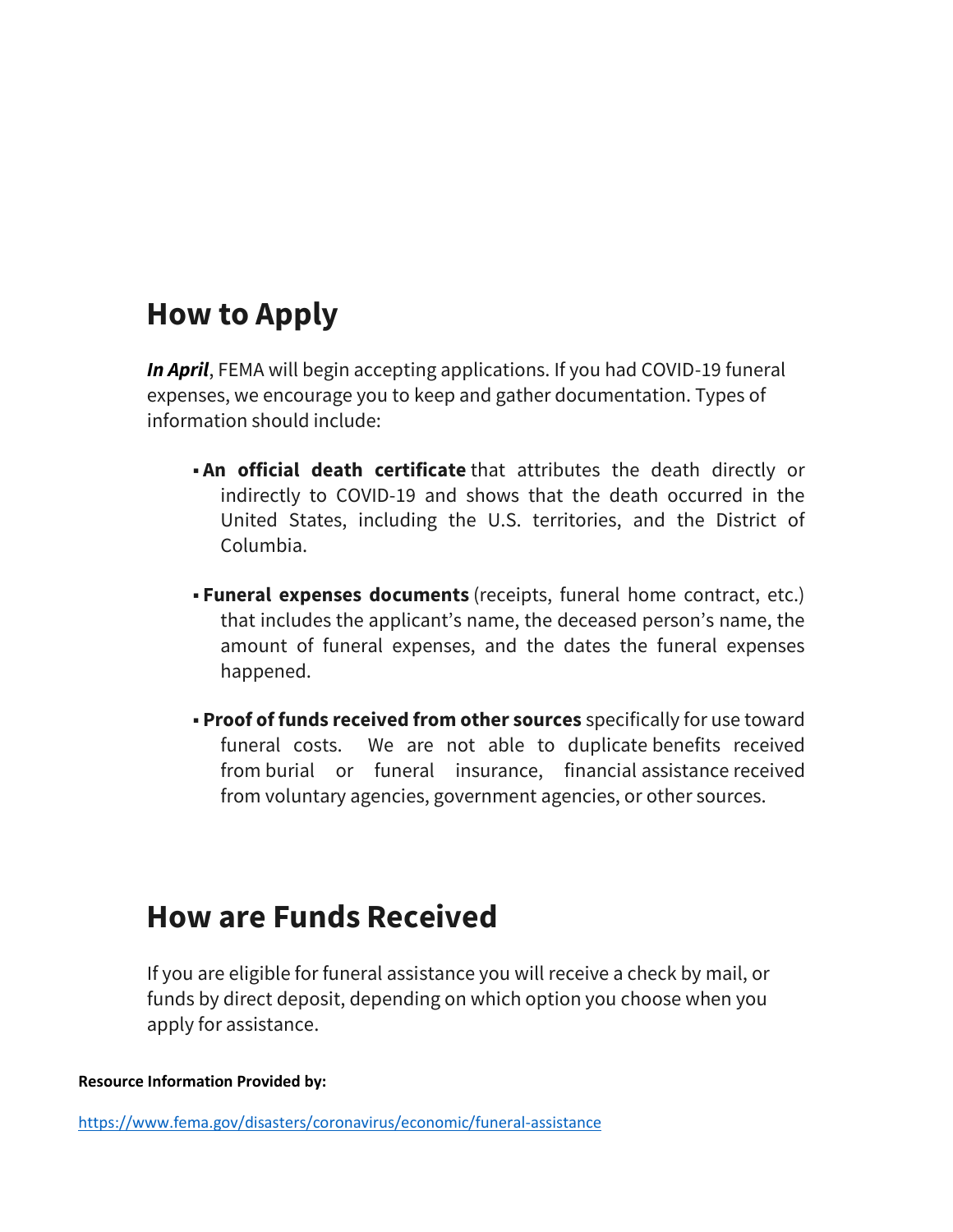## How to Apply

***In April***, FEMA will begin accepting applications. If you had COVID-19 funeral expenses, we encourage you to keep and gather documentation. Types of information should include:

- **An official death certificate** that attributes the death directly or indirectly to COVID-19 and shows that the death occurred in the United States, including the U.S. territories, and the District of Columbia.
- **Funeral expenses documents** (receipts, funeral home contract, etc.) that includes the applicant's name, the deceased person's name, the amount of funeral expenses, and the dates the funeral expenses happened.
- **Proof of funds received from other sources** specifically for use toward funeral costs. We are not able to duplicate benefits received from burial or funeral insurance, financial assistance received from voluntary agencies, government agencies, or other sources.

## How are Funds Received

If you are eligible for funeral assistance you will receive a check by mail, or funds by direct deposit, depending on which option you choose when you apply for assistance.

**Resource Information Provided by:**

https://www.fema.gov/disasters/coronavirus/economic/funeral-assistance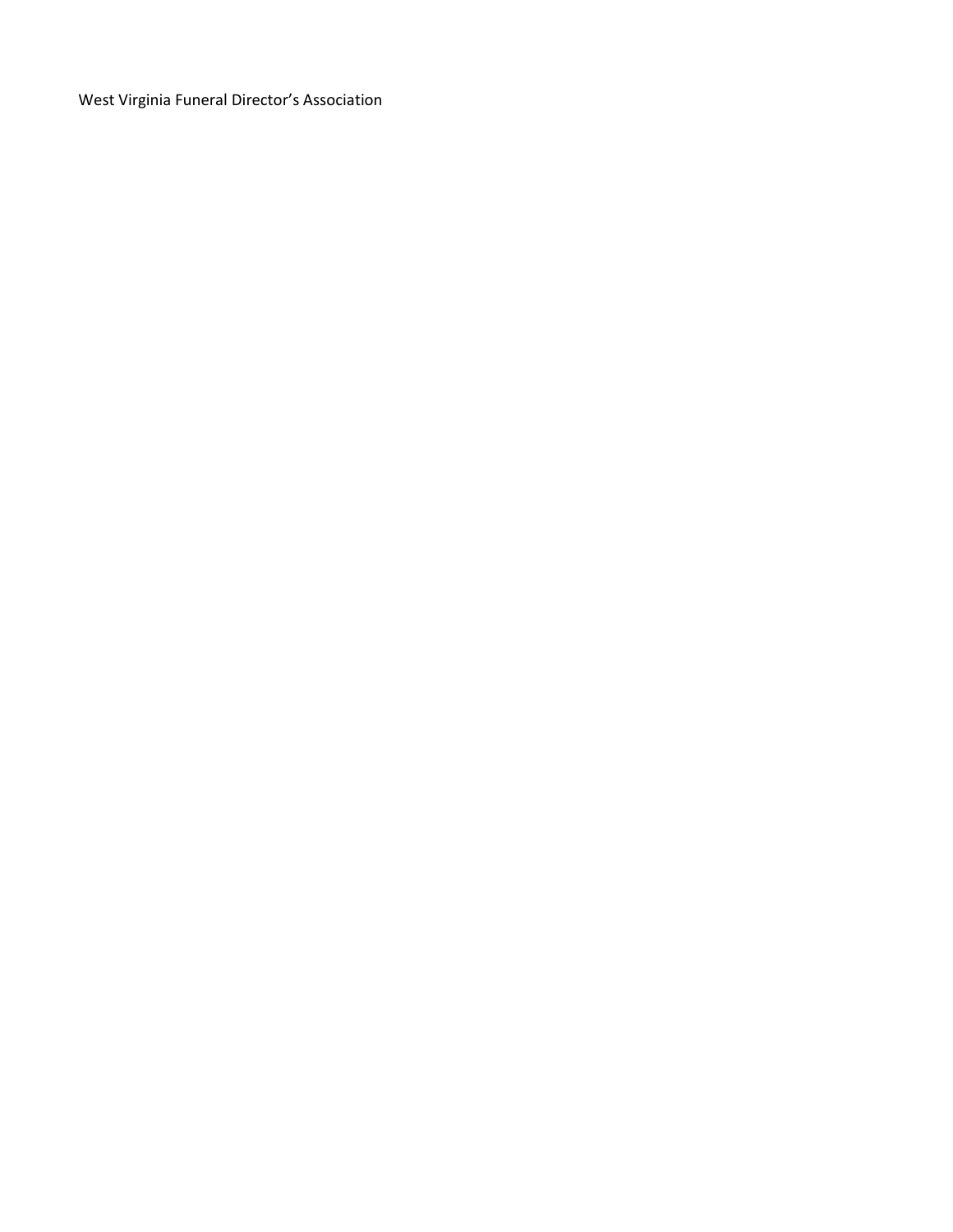West Virginia Funeral Director's Association